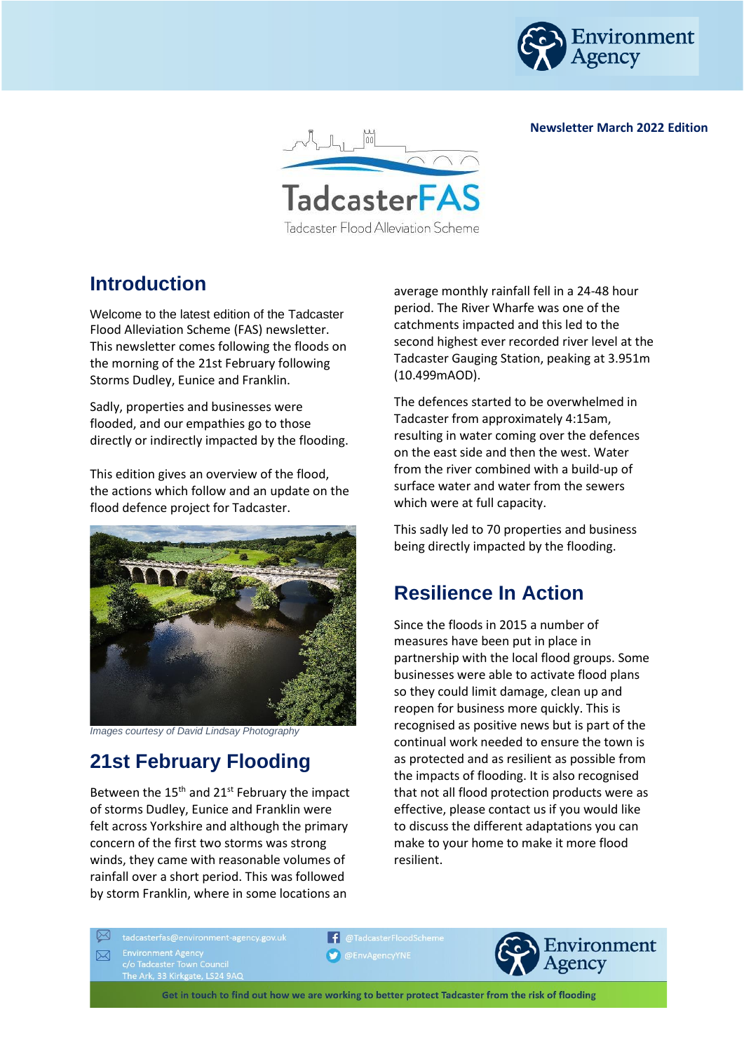**Newsletter March 2022 Edition**

TadcasterFAS

Tadcaster Flood Alleviation Scheme

## Introduction

Welcome to the latest edition of the Tadcaster Flood Alleviation Scheme (FAS) newsletter. This newsletter comes following the floods on the morning of the 21st February following Storms Dudley, Eunice and Franklin.

Sadly, properties and businesses were flooded, and our empathies go to those directly or indirectly impacted by the flooding.

This edition gives an overview of the flood, the actions which follow and an update on the flood defence project for Tadcaster.

*Images courtesy of David Lindsay Photography*

## 21st February Flooding

Between the 15th and 21st February the impact of storms Dudley, Eunice and Franklin were felt across Yorkshire and although the primary concern of the first two storms was strong winds, they came with reasonable volumes of rainfall over a short period. This was followed by storm Franklin, where in some locations an average monthly rainfall fell in a 24-48 hour period. The River Wharfe was one of the catchments impacted and this led to the second highest ever recorded river level at the Tadcaster Gauging Station, peaking at 3.951m (10.499mAOD).

The defences started to be overwhelmed in Tadcaster from approximately 4:15am, resulting in water coming over the defences on the east side and then the west. Water from the river combined with a build-up of surface water and water from the sewers which were at full capacity.

This sadly led to 70 properties and business being directly impacted by the flooding.

## Resilience In Action

Since the floods in 2015 a number of measures have been put in place in partnership with the local flood groups. Some businesses were able to activate flood plans so they could limit damage, clean up and reopen for business more quickly. This is recognised as positive news but is part of the continual work needed to ensure the town is as protected and as resilient as possible from the impacts of flooding. It is also recognised that not all flood protection products were as effective, please contact us if you would like to discuss the different adaptations you can make to your home to make it more flood resilient.

tadcasterfas@environment-agency.gov.uk

Environment Agency
c/o Tadcaster Town Council
The Ark, 33 Kirkgate, LS24 9AQ

@TadcasterFloodScheme

@EnvAgencyYNE

**Get in touch to find out how we are working to better protect Tadcaster from the risk of flooding**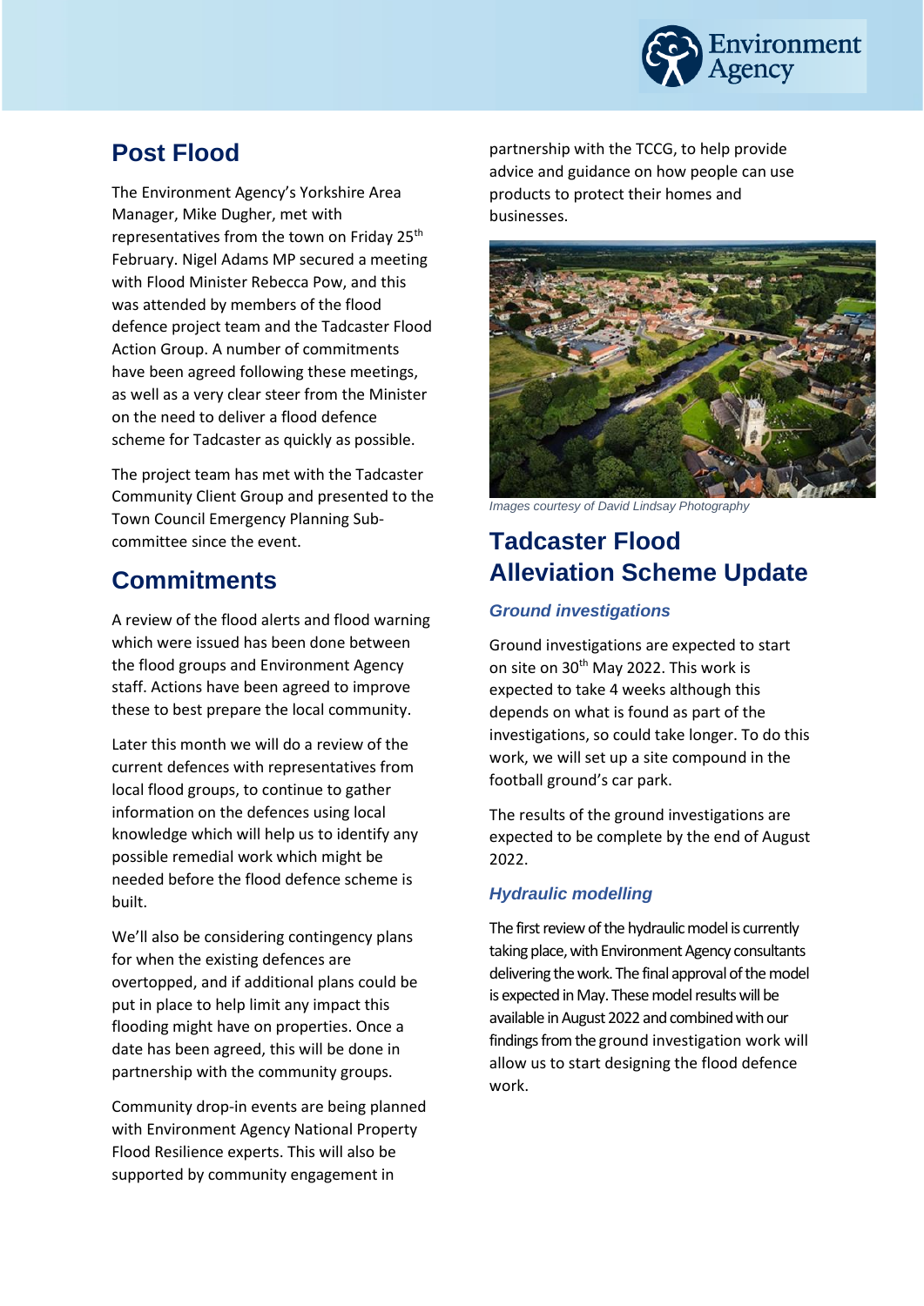## Post Flood

The Environment Agency's Yorkshire Area Manager, Mike Dugher, met with representatives from the town on Friday 25th February. Nigel Adams MP secured a meeting with Flood Minister Rebecca Pow, and this was attended by members of the flood defence project team and the Tadcaster Flood Action Group. A number of commitments have been agreed following these meetings, as well as a very clear steer from the Minister on the need to deliver a flood defence scheme for Tadcaster as quickly as possible.

The project team has met with the Tadcaster Community Client Group and presented to the Town Council Emergency Planning Sub-committee since the event.

## Commitments

A review of the flood alerts and flood warning which were issued has been done between the flood groups and Environment Agency staff. Actions have been agreed to improve these to best prepare the local community.

Later this month we will do a review of the current defences with representatives from local flood groups, to continue to gather information on the defences using local knowledge which will help us to identify any possible remedial work which might be needed before the flood defence scheme is built.

We'll also be considering contingency plans for when the existing defences are overtopped, and if additional plans could be put in place to help limit any impact this flooding might have on properties. Once a date has been agreed, this will be done in partnership with the community groups.

Community drop-in events are being planned with Environment Agency National Property Flood Resilience experts. This will also be supported by community engagement in partnership with the TCCG, to help provide advice and guidance on how people can use products to protect their homes and businesses.

*Images courtesy of David Lindsay Photography*

## Tadcaster Flood Alleviation Scheme Update

### *Ground investigations*

Ground investigations are expected to start on site on 30th May 2022. This work is expected to take 4 weeks although this depends on what is found as part of the investigations, so could take longer. To do this work, we will set up a site compound in the football ground's car park.

The results of the ground investigations are expected to be complete by the end of August 2022.

### *Hydraulic modelling*

The first review of the hydraulic model is currently taking place, with Environment Agency consultants delivering the work. The final approval of the model is expected in May. These model results will be available in August 2022 and combined with our findings from the ground investigation work will allow us to start designing the flood defence work.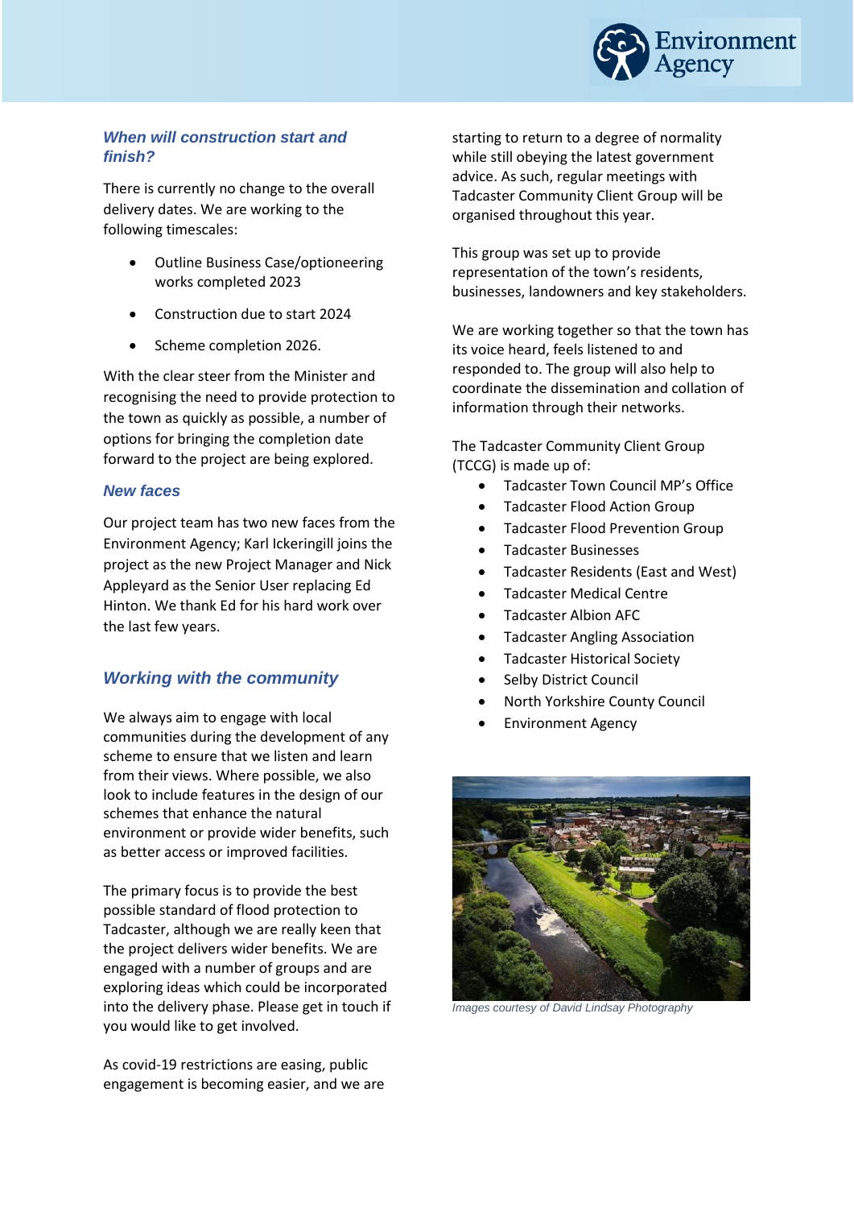### When will construction start and finish?

There is currently no change to the overall delivery dates. We are working to the following timescales:

- Outline Business Case/optioneering works completed 2023
- Construction due to start 2024
- Scheme completion 2026.

With the clear steer from the Minister and recognising the need to provide protection to the town as quickly as possible, a number of options for bringing the completion date forward to the project are being explored.

### New faces

Our project team has two new faces from the Environment Agency; Karl Ickeringill joins the project as the new Project Manager and Nick Appleyard as the Senior User replacing Ed Hinton. We thank Ed for his hard work over the last few years.

## Working with the community

We always aim to engage with local communities during the development of any scheme to ensure that we listen and learn from their views. Where possible, we also look to include features in the design of our schemes that enhance the natural environment or provide wider benefits, such as better access or improved facilities.

The primary focus is to provide the best possible standard of flood protection to Tadcaster, although we are really keen that the project delivers wider benefits. We are engaged with a number of groups and are exploring ideas which could be incorporated into the delivery phase. Please get in touch if you would like to get involved.

As covid-19 restrictions are easing, public engagement is becoming easier, and we are starting to return to a degree of normality while still obeying the latest government advice. As such, regular meetings with Tadcaster Community Client Group will be organised throughout this year.

This group was set up to provide representation of the town's residents, businesses, landowners and key stakeholders.

We are working together so that the town has its voice heard, feels listened to and responded to. The group will also help to coordinate the dissemination and collation of information through their networks.

The Tadcaster Community Client Group (TCCG) is made up of:

- Tadcaster Town Council MP's Office
- Tadcaster Flood Action Group
- Tadcaster Flood Prevention Group
- Tadcaster Businesses
- Tadcaster Residents (East and West)
- Tadcaster Medical Centre
- Tadcaster Albion AFC
- Tadcaster Angling Association
- Tadcaster Historical Society
- Selby District Council
- North Yorkshire County Council
- Environment Agency

*Images courtesy of David Lindsay Photography*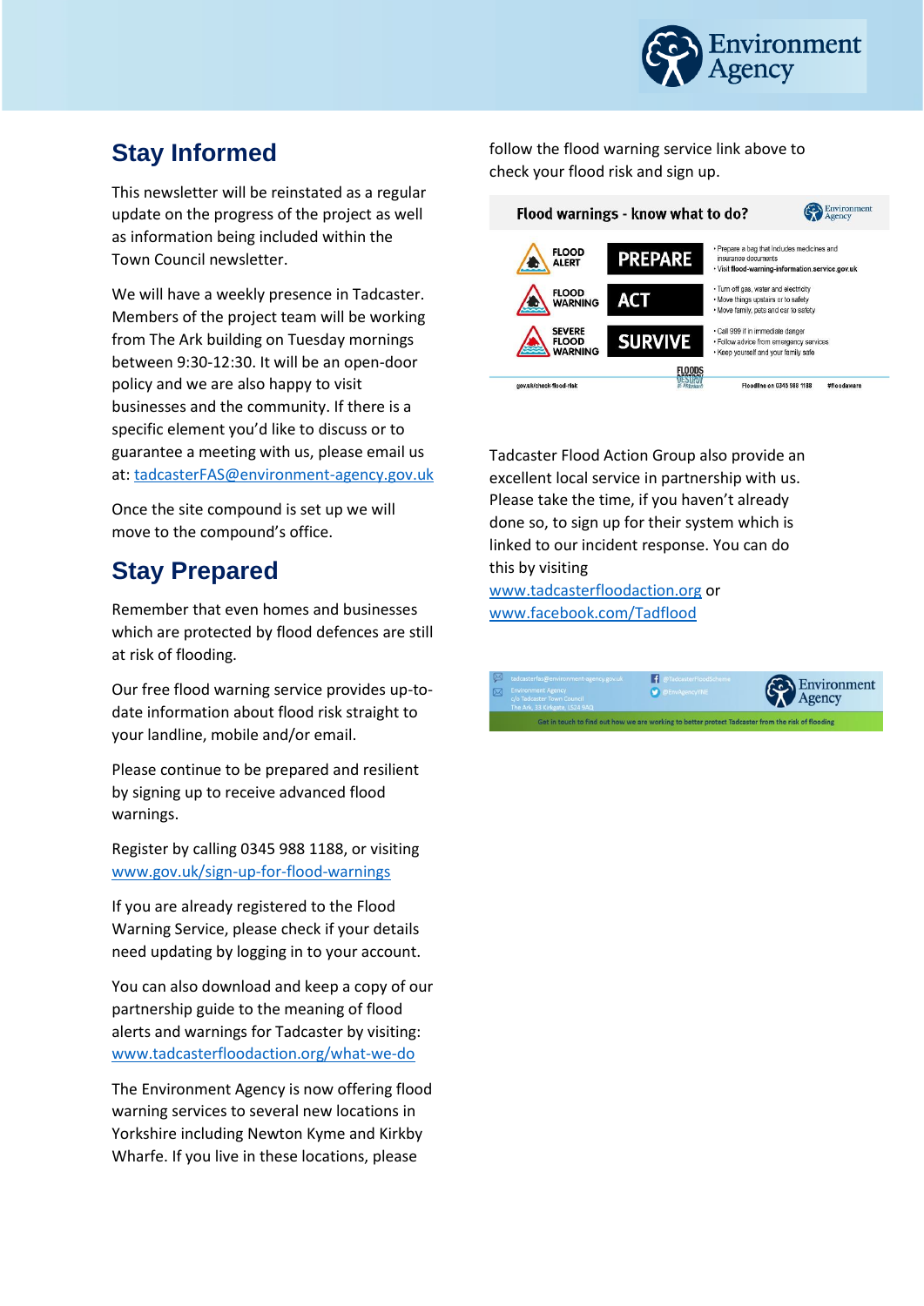## Stay Informed

This newsletter will be reinstated as a regular update on the progress of the project as well as information being included within the Town Council newsletter.

We will have a weekly presence in Tadcaster. Members of the project team will be working from The Ark building on Tuesday mornings between 9:30-12:30. It will be an open-door policy and we are also happy to visit businesses and the community. If there is a specific element you'd like to discuss or to guarantee a meeting with us, please email us at: tadcasterFAS@environment-agency.gov.uk

Once the site compound is set up we will move to the compound's office.

## Stay Prepared

Remember that even homes and businesses which are protected by flood defences are still at risk of flooding.

Our free flood warning service provides up-to-date information about flood risk straight to your landline, mobile and/or email.

Please continue to be prepared and resilient by signing up to receive advanced flood warnings.

Register by calling 0345 988 1188, or visiting www.gov.uk/sign-up-for-flood-warnings

If you are already registered to the Flood Warning Service, please check if your details need updating by logging in to your account.

You can also download and keep a copy of our partnership guide to the meaning of flood alerts and warnings for Tadcaster by visiting: www.tadcasterfloodaction.org/what-we-do

The Environment Agency is now offering flood warning services to several new locations in Yorkshire including Newton Kyme and Kirkby Wharfe. If you live in these locations, please follow the flood warning service link above to check your flood risk and sign up.

**Flood warnings - know what to do?**

| | | |
|---|---|---|
| FLOOD ALERT | PREPARE | • Prepare a bag that includes medicines and insurance documents<br>• Visit **flood-warning-information.service.gov.uk** |
| FLOOD WARNING | ACT | • Turn off gas, water and electricity<br>• Move things upstairs or to safety<br>• Move family, pets and car to safety |
| SEVERE FLOOD WARNING | SURVIVE | • Call 999 if in immediate danger<br>• Follow advice from emergency services<br>• Keep yourself and your family safe |

gov.uk/check-flood-risk Floodline on 0345 988 1188 #floodaware

Tadcaster Flood Action Group also provide an excellent local service in partnership with us. Please take the time, if you haven't already done so, to sign up for their system which is linked to our incident response. You can do this by visiting www.tadcasterfloodaction.org or www.facebook.com/Tadflood

tadcasterfas@environment-agency.gov.uk
Environment Agency
c/o Tadcaster Town Council
The Ark, 33 Kirkgate, LS24 9AQ

@TadcasterFloodScheme
@EnvAgencyYNE

Get in touch to find out how we are working to better protect Tadcaster from the risk of flooding